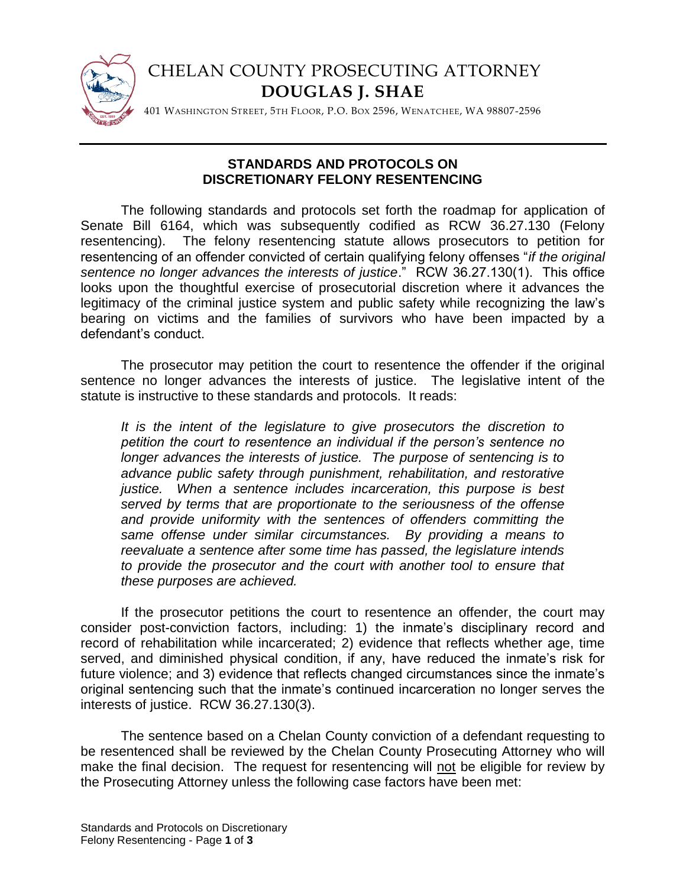# CHELAN COUNTY PROSECUTING ATTORNEY
## DOUGLAS J. SHAE

401 WASHINGTON STREET, 5TH FLOOR, P.O. BOX 2596, WENATCHEE, WA 98807-2596

---

### STANDARDS AND PROTOCOLS ON DISCRETIONARY FELONY RESENTENCING

The following standards and protocols set forth the roadmap for application of Senate Bill 6164, which was subsequently codified as RCW 36.27.130 (Felony resentencing). The felony resentencing statute allows prosecutors to petition for resentencing of an offender convicted of certain qualifying felony offenses "*if the original sentence no longer advances the interests of justice*." RCW 36.27.130(1). This office looks upon the thoughtful exercise of prosecutorial discretion where it advances the legitimacy of the criminal justice system and public safety while recognizing the law's bearing on victims and the families of survivors who have been impacted by a defendant's conduct.

The prosecutor may petition the court to resentence the offender if the original sentence no longer advances the interests of justice. The legislative intent of the statute is instructive to these standards and protocols. It reads:

> *It is the intent of the legislature to give prosecutors the discretion to petition the court to resentence an individual if the person's sentence no longer advances the interests of justice. The purpose of sentencing is to advance public safety through punishment, rehabilitation, and restorative justice. When a sentence includes incarceration, this purpose is best served by terms that are proportionate to the seriousness of the offense and provide uniformity with the sentences of offenders committing the same offense under similar circumstances. By providing a means to reevaluate a sentence after some time has passed, the legislature intends to provide the prosecutor and the court with another tool to ensure that these purposes are achieved.*

If the prosecutor petitions the court to resentence an offender, the court may consider post-conviction factors, including: 1) the inmate's disciplinary record and record of rehabilitation while incarcerated; 2) evidence that reflects whether age, time served, and diminished physical condition, if any, have reduced the inmate's risk for future violence; and 3) evidence that reflects changed circumstances since the inmate's original sentencing such that the inmate's continued incarceration no longer serves the interests of justice. RCW 36.27.130(3).

The sentence based on a Chelan County conviction of a defendant requesting to be resentenced shall be reviewed by the Chelan County Prosecuting Attorney who will make the final decision. The request for resentencing will <u>not</u> be eligible for review by the Prosecuting Attorney unless the following case factors have been met: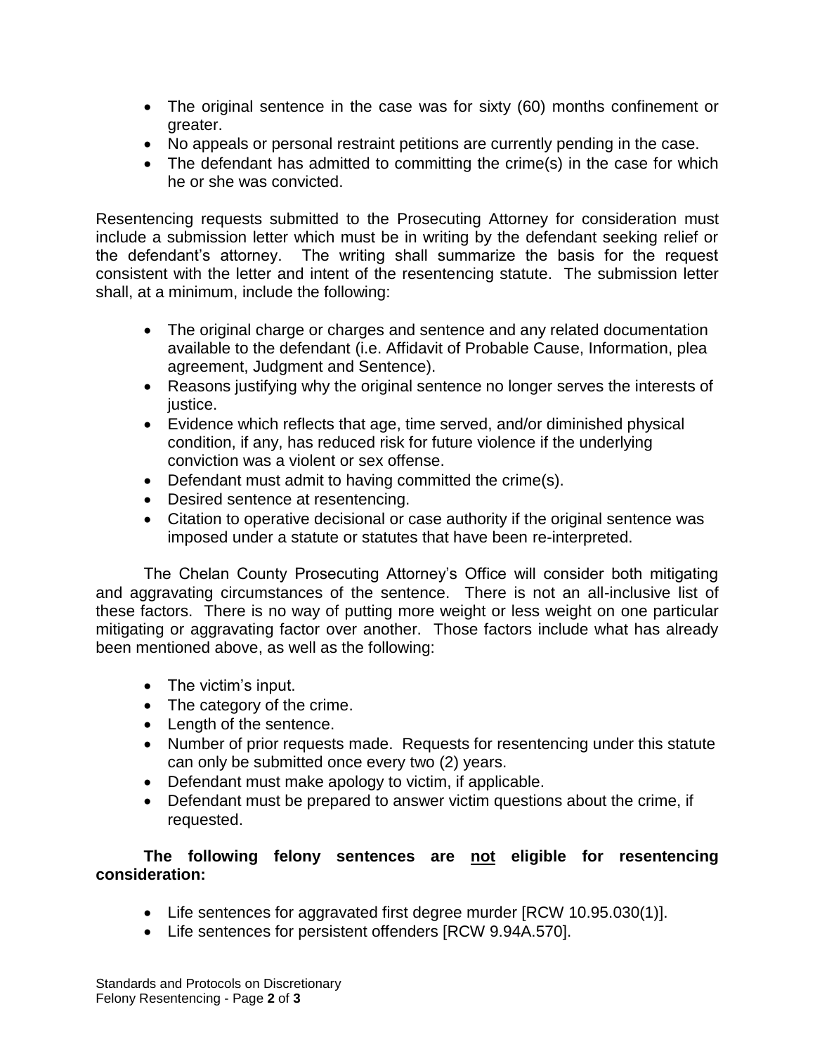- The original sentence in the case was for sixty (60) months confinement or greater.
- No appeals or personal restraint petitions are currently pending in the case.
- The defendant has admitted to committing the crime(s) in the case for which he or she was convicted.

Resentencing requests submitted to the Prosecuting Attorney for consideration must include a submission letter which must be in writing by the defendant seeking relief or the defendant's attorney. The writing shall summarize the basis for the request consistent with the letter and intent of the resentencing statute. The submission letter shall, at a minimum, include the following:

- The original charge or charges and sentence and any related documentation available to the defendant (i.e. Affidavit of Probable Cause, Information, plea agreement, Judgment and Sentence).
- Reasons justifying why the original sentence no longer serves the interests of justice.
- Evidence which reflects that age, time served, and/or diminished physical condition, if any, has reduced risk for future violence if the underlying conviction was a violent or sex offense.
- Defendant must admit to having committed the crime(s).
- Desired sentence at resentencing.
- Citation to operative decisional or case authority if the original sentence was imposed under a statute or statutes that have been re-interpreted.

The Chelan County Prosecuting Attorney's Office will consider both mitigating and aggravating circumstances of the sentence. There is not an all-inclusive list of these factors. There is no way of putting more weight or less weight on one particular mitigating or aggravating factor over another. Those factors include what has already been mentioned above, as well as the following:

- The victim's input.
- The category of the crime.
- Length of the sentence.
- Number of prior requests made. Requests for resentencing under this statute can only be submitted once every two (2) years.
- Defendant must make apology to victim, if applicable.
- Defendant must be prepared to answer victim questions about the crime, if requested.

**The following felony sentences are <u>not</u> eligible for resentencing consideration:**

- Life sentences for aggravated first degree murder [RCW 10.95.030(1)].
- Life sentences for persistent offenders [RCW 9.94A.570].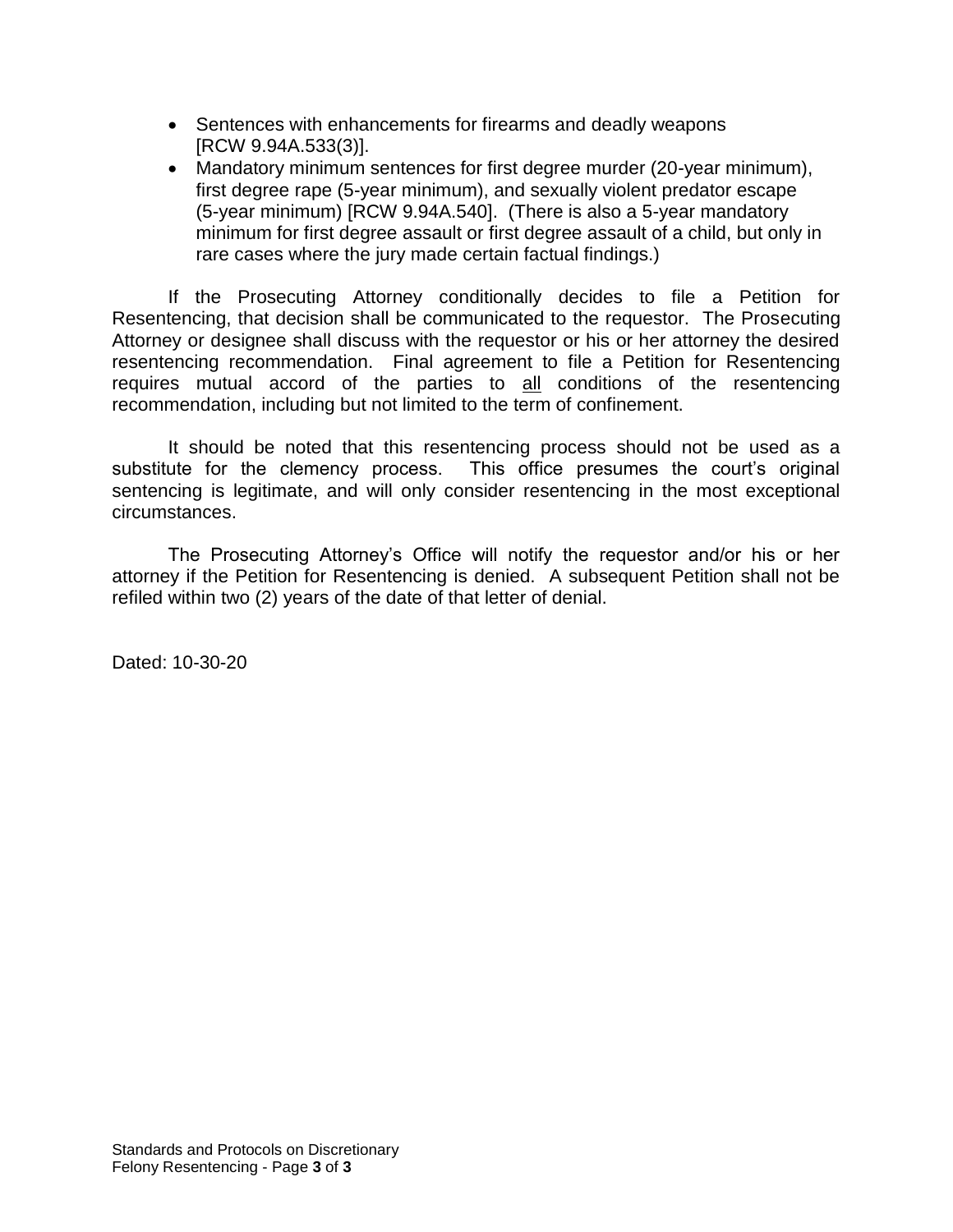- Sentences with enhancements for firearms and deadly weapons [RCW 9.94A.533(3)].
- Mandatory minimum sentences for first degree murder (20-year minimum), first degree rape (5-year minimum), and sexually violent predator escape (5-year minimum) [RCW 9.94A.540]. (There is also a 5-year mandatory minimum for first degree assault or first degree assault of a child, but only in rare cases where the jury made certain factual findings.)

If the Prosecuting Attorney conditionally decides to file a Petition for Resentencing, that decision shall be communicated to the requestor. The Prosecuting Attorney or designee shall discuss with the requestor or his or her attorney the desired resentencing recommendation. Final agreement to file a Petition for Resentencing requires mutual accord of the parties to <u>all</u> conditions of the resentencing recommendation, including but not limited to the term of confinement.

It should be noted that this resentencing process should not be used as a substitute for the clemency process. This office presumes the court's original sentencing is legitimate, and will only consider resentencing in the most exceptional circumstances.

The Prosecuting Attorney's Office will notify the requestor and/or his or her attorney if the Petition for Resentencing is denied. A subsequent Petition shall not be refiled within two (2) years of the date of that letter of denial.

Dated: 10-30-20